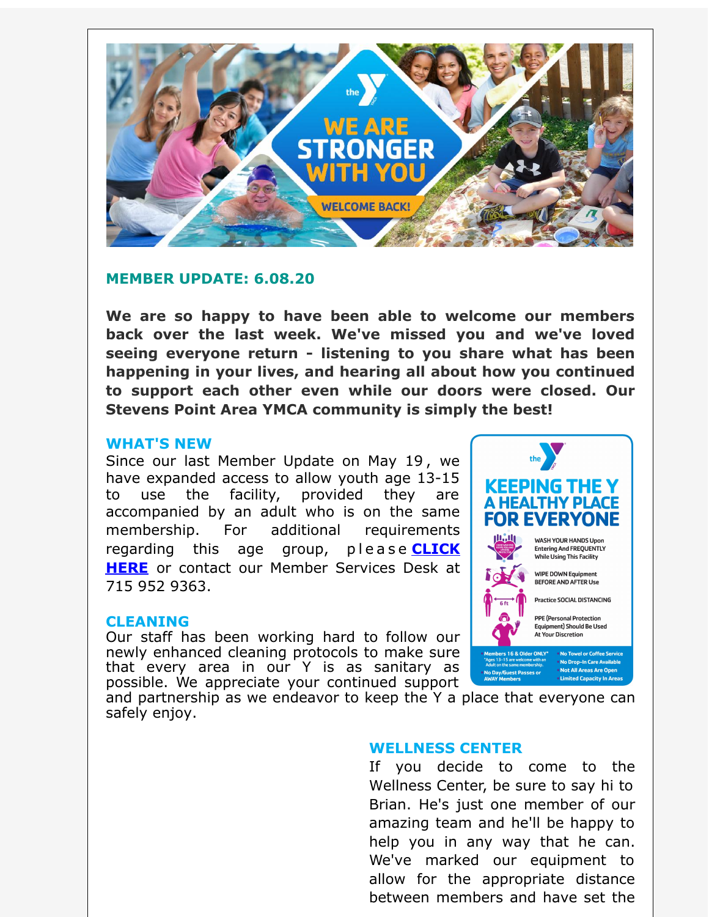## MEMBER UPDATE: 6.08.20

**We are so happy to have been able to welcome our members back over the last week. We've missed you and we've loved seeing everyone return - listening to you share what has been happening in your lives, and hearing all about how you continued to support each other even while our doors were closed. Our Stevens Point Area YMCA community is simply the best!**

### WHAT'S NEW

Since our last Member Update on May 19, we have expanded access to allow youth age 13-15 to use the facility, provided they are accompanied by an adult who is on the same membership. For additional requirements regarding this age group, please **CLICK HERE** or contact our Member Services Desk at 715 952 9363.

### CLEANING

Our staff has been working hard to follow our newly enhanced cleaning protocols to make sure that every area in our Y is as sanitary as possible. We appreciate your continued support and partnership as we endeavor to keep the Y a place that everyone can safely enjoy.

### WELLNESS CENTER

If you decide to come to the Wellness Center, be sure to say hi to Brian. He's just one member of our amazing team and he'll be happy to help you in any way that he can. We've marked our equipment to allow for the appropriate distance between members and have set the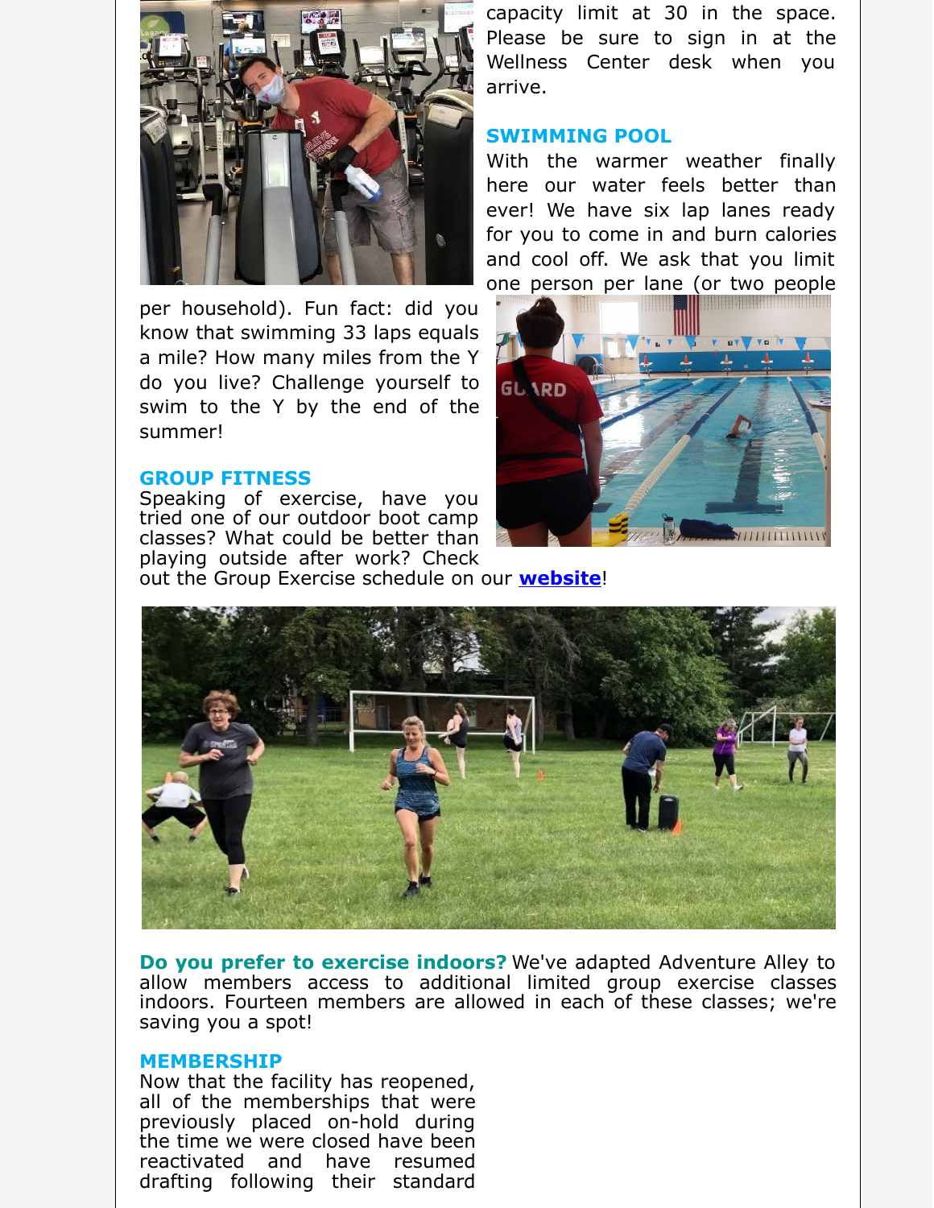capacity limit at 30 in the space. Please be sure to sign in at the Wellness Center desk when you arrive.

## SWIMMING POOL

With the warmer weather finally here our water feels better than ever! We have six lap lanes ready for you to come in and burn calories and cool off. We ask that you limit one person per lane (or two people per household). Fun fact: did you know that swimming 33 laps equals a mile? How many miles from the Y do you live? Challenge yourself to swim to the Y by the end of the summer!

## GROUP FITNESS

Speaking of exercise, have you tried one of our outdoor boot camp classes? What could be better than playing outside after work? Check out the Group Exercise schedule on our **website**!

**Do you prefer to exercise indoors?** We've adapted Adventure Alley to allow members access to additional limited group exercise classes indoors. Fourteen members are allowed in each of these classes; we're saving you a spot!

## MEMBERSHIP

Now that the facility has reopened, all of the memberships that were previously placed on-hold during the time we were closed have been reactivated and have resumed drafting following their standard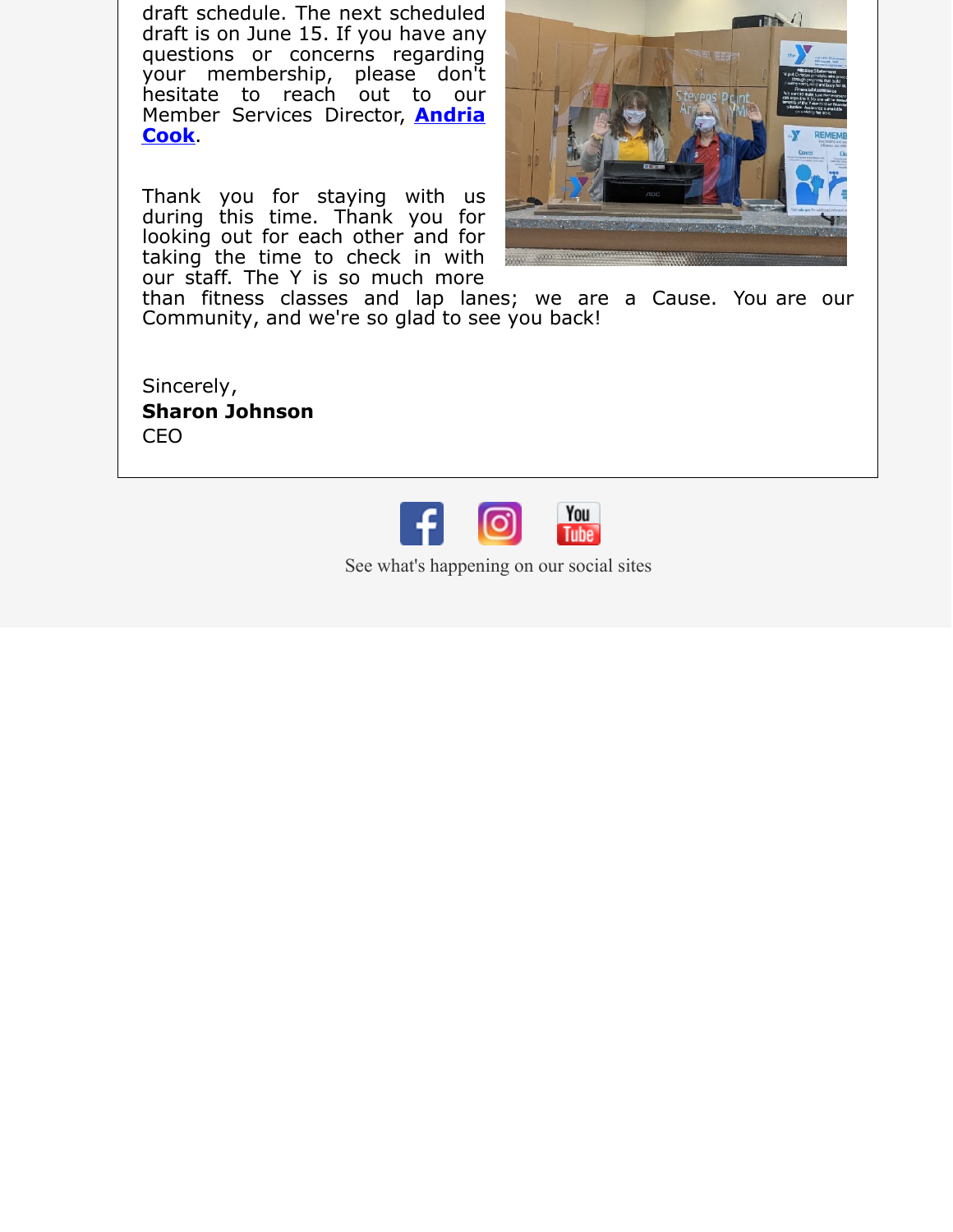draft schedule. The next scheduled draft is on June 15. If you have any questions or concerns regarding your membership, please don't hesitate to reach out to our Member Services Director, **Andria Cook**.

Thank you for staying with us during this time. Thank you for looking out for each other and for taking the time to check in with our staff. The Y is so much more than fitness classes and lap lanes; we are a Cause. You are our Community, and we're so glad to see you back!

Sincerely,
**Sharon Johnson**
CEO

See what's happening on our social sites